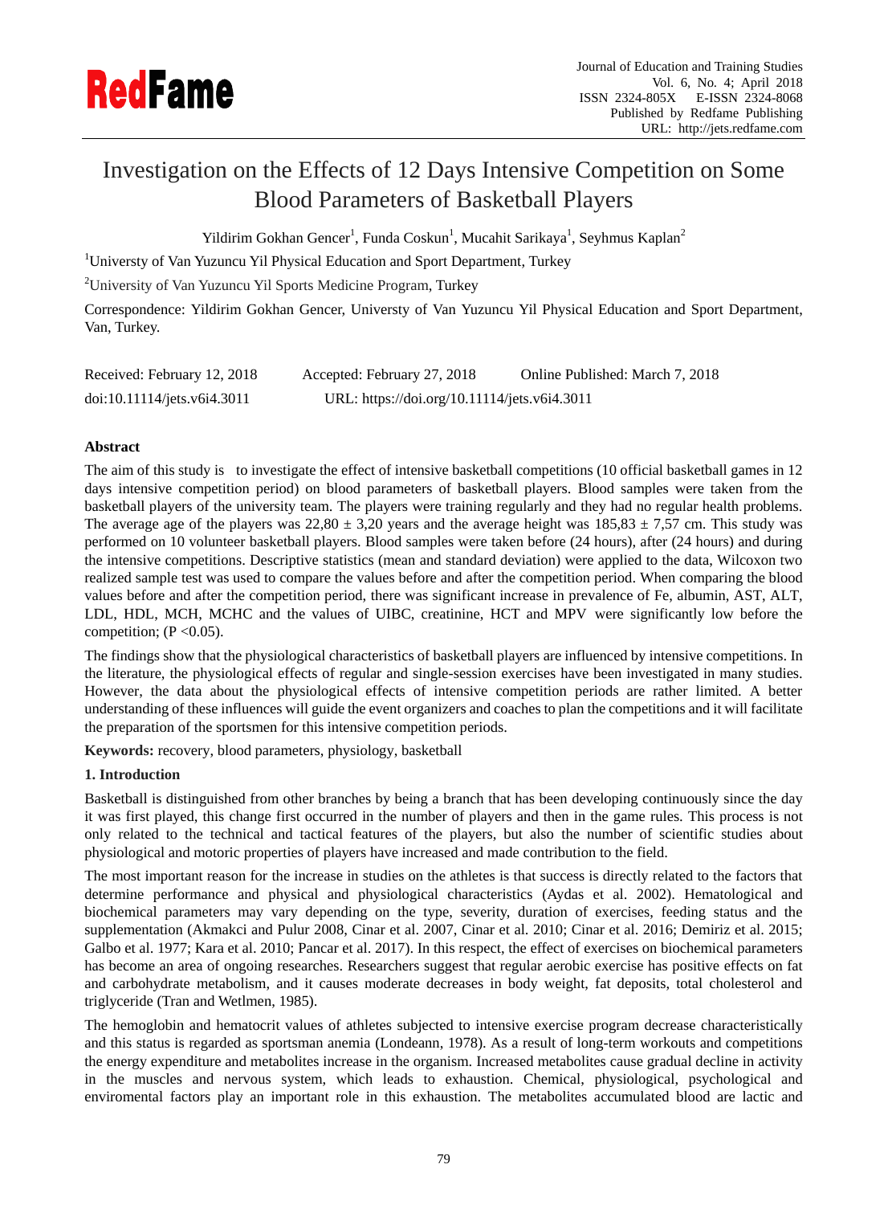# Investigation on the Effects of 12 Days Intensive Competition on Some Blood Parameters of Basketball Players

Yildirim Gokhan Gencer[1], Funda Coskun[1], Mucahit Sarikaya[1], Seyhmus Kaplan[2]

[1]Universty of Van Yuzuncu Yil Physical Education and Sport Department, Turkey

[2]University of Van Yuzuncu Yil Sports Medicine Program, Turkey

Correspondence: Yildirim Gokhan Gencer, Universty of Van Yuzuncu Yil Physical Education and Sport Department, Van, Turkey.

Received: February 12, 2018 Accepted: February 27, 2018 Online Published: March 7, 2018

doi:10.11114/jets.v6i4.3011 URL: https://doi.org/10.11114/jets.v6i4.3011

**Abstract**

The aim of this study is to investigate the effect of intensive basketball competitions (10 official basketball games in 12 days intensive competition period) on blood parameters of basketball players. Blood samples were taken from the basketball players of the university team. The players were training regularly and they had no regular health problems. The average age of the players was 22,80 ± 3,20 years and the average height was 185,83 ± 7,57 cm. This study was performed on 10 volunteer basketball players. Blood samples were taken before (24 hours), after (24 hours) and during the intensive competitions. Descriptive statistics (mean and standard deviation) were applied to the data, Wilcoxon two realized sample test was used to compare the values before and after the competition period. When comparing the blood values before and after the competition period, there was significant increase in prevalence of Fe, albumin, AST, ALT, LDL, HDL, MCH, MCHC and the values of UIBC, creatinine, HCT and MPV were significantly low before the competition; ($P < 0.05$).

The findings show that the physiological characteristics of basketball players are influenced by intensive competitions. In the literature, the physiological effects of regular and single-session exercises have been investigated in many studies. However, the data about the physiological effects of intensive competition periods are rather limited. A better understanding of these influences will guide the event organizers and coaches to plan the competitions and it will facilitate the preparation of the sportsmen for this intensive competition periods.

**Keywords:** recovery, blood parameters, physiology, basketball

## 1. Introduction

Basketball is distinguished from other branches by being a branch that has been developing continuously since the day it was first played, this change first occurred in the number of players and then in the game rules. This process is not only related to the technical and tactical features of the players, but also the number of scientific studies about physiological and motoric properties of players have increased and made contribution to the field.

The most important reason for the increase in studies on the athletes is that success is directly related to the factors that determine performance and physical and physiological characteristics (Aydas et al. 2002). Hematological and biochemical parameters may vary depending on the type, severity, duration of exercises, feeding status and the supplementation (Akmakci and Pulur 2008, Cinar et al. 2007, Cinar et al. 2010; Cinar et al. 2016; Demiriz et al. 2015; Galbo et al. 1977; Kara et al. 2010; Pancar et al. 2017). In this respect, the effect of exercises on biochemical parameters has become an area of ongoing researches. Researchers suggest that regular aerobic exercise has positive effects on fat and carbohydrate metabolism, and it causes moderate decreases in body weight, fat deposits, total cholesterol and triglyceride (Tran and Wetlmen, 1985).

The hemoglobin and hematocrit values of athletes subjected to intensive exercise program decrease characteristically and this status is regarded as sportsman anemia (Londeann, 1978). As a result of long-term workouts and competitions the energy expenditure and metabolites increase in the organism. Increased metabolites cause gradual decline in activity in the muscles and nervous system, which leads to exhaustion. Chemical, physiological, psychological and enviromental factors play an important role in this exhaustion. The metabolites accumulated blood are lactic and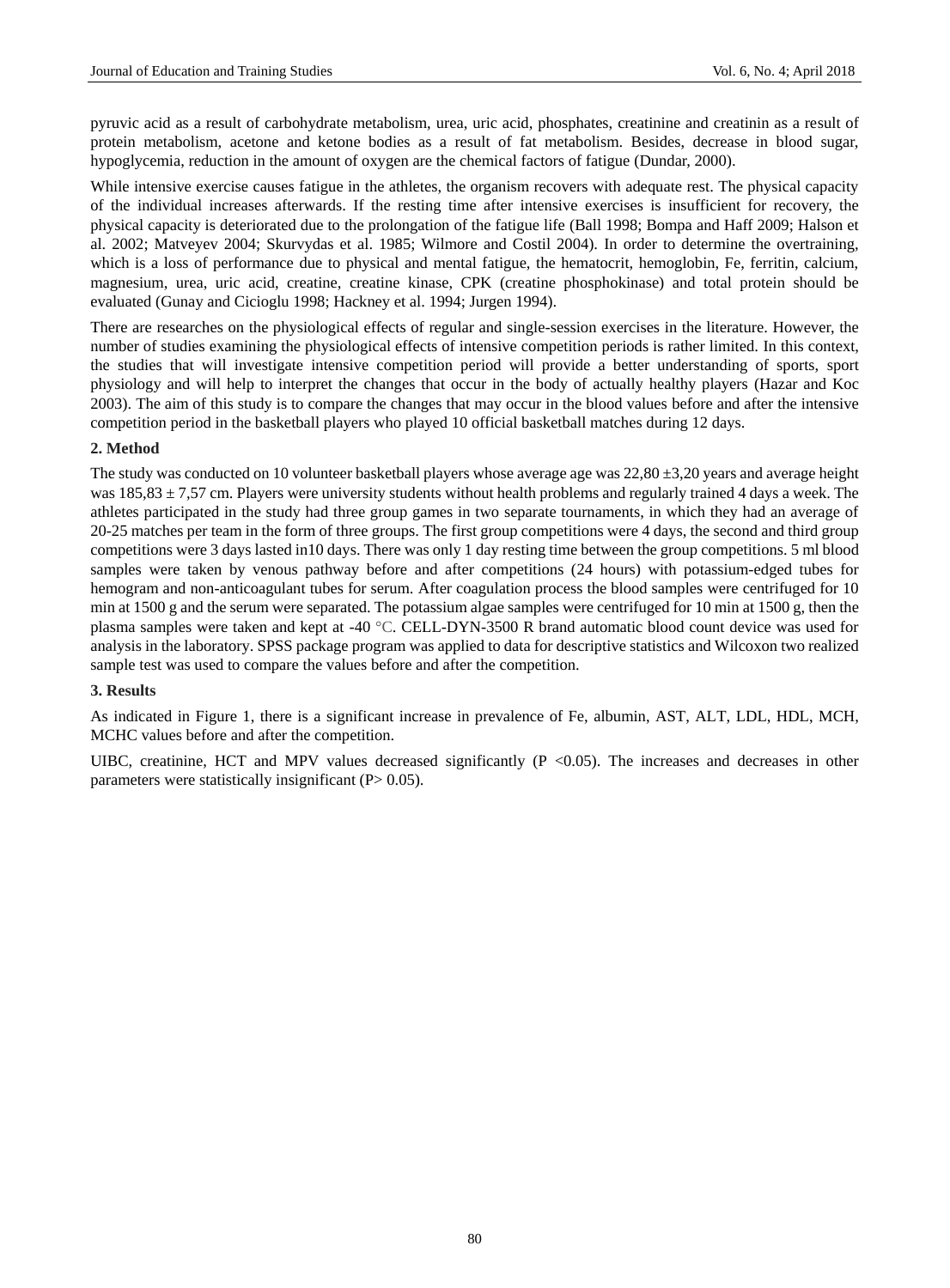pyruvic acid as a result of carbohydrate metabolism, urea, uric acid, phosphates, creatinine and creatinin as a result of protein metabolism, acetone and ketone bodies as a result of fat metabolism. Besides, decrease in blood sugar, hypoglycemia, reduction in the amount of oxygen are the chemical factors of fatigue (Dundar, 2000).

While intensive exercise causes fatigue in the athletes, the organism recovers with adequate rest. The physical capacity of the individual increases afterwards. If the resting time after intensive exercises is insufficient for recovery, the physical capacity is deteriorated due to the prolongation of the fatigue life (Ball 1998; Bompa and Haff 2009; Halson et al. 2002; Matveyev 2004; Skurvydas et al. 1985; Wilmore and Costil 2004). In order to determine the overtraining, which is a loss of performance due to physical and mental fatigue, the hematocrit, hemoglobin, Fe, ferritin, calcium, magnesium, urea, uric acid, creatine, creatine kinase, CPK (creatine phosphokinase) and total protein should be evaluated (Gunay and Cicioglu 1998; Hackney et al. 1994; Jurgen 1994).

There are researches on the physiological effects of regular and single-session exercises in the literature. However, the number of studies examining the physiological effects of intensive competition periods is rather limited. In this context, the studies that will investigate intensive competition period will provide a better understanding of sports, sport physiology and will help to interpret the changes that occur in the body of actually healthy players (Hazar and Koc 2003). The aim of this study is to compare the changes that may occur in the blood values before and after the intensive competition period in the basketball players who played 10 official basketball matches during 12 days.

## 2. Method

The study was conducted on 10 volunteer basketball players whose average age was 22,80 ±3,20 years and average height was 185,83 ± 7,57 cm. Players were university students without health problems and regularly trained 4 days a week. The athletes participated in the study had three group games in two separate tournaments, in which they had an average of 20-25 matches per team in the form of three groups. The first group competitions were 4 days, the second and third group competitions were 3 days lasted in10 days. There was only 1 day resting time between the group competitions. 5 ml blood samples were taken by venous pathway before and after competitions (24 hours) with potassium-edged tubes for hemogram and non-anticoagulant tubes for serum. After coagulation process the blood samples were centrifuged for 10 min at 1500 g and the serum were separated. The potassium algae samples were centrifuged for 10 min at 1500 g, then the plasma samples were taken and kept at -40 °C. CELL-DYN-3500 R brand automatic blood count device was used for analysis in the laboratory. SPSS package program was applied to data for descriptive statistics and Wilcoxon two realized sample test was used to compare the values before and after the competition.

## 3. Results

As indicated in Figure 1, there is a significant increase in prevalence of Fe, albumin, AST, ALT, LDL, HDL, MCH, MCHC values before and after the competition.

UIBC, creatinine, HCT and MPV values decreased significantly ($P < 0.05$). The increases and decreases in other parameters were statistically insignificant ($P > 0.05$).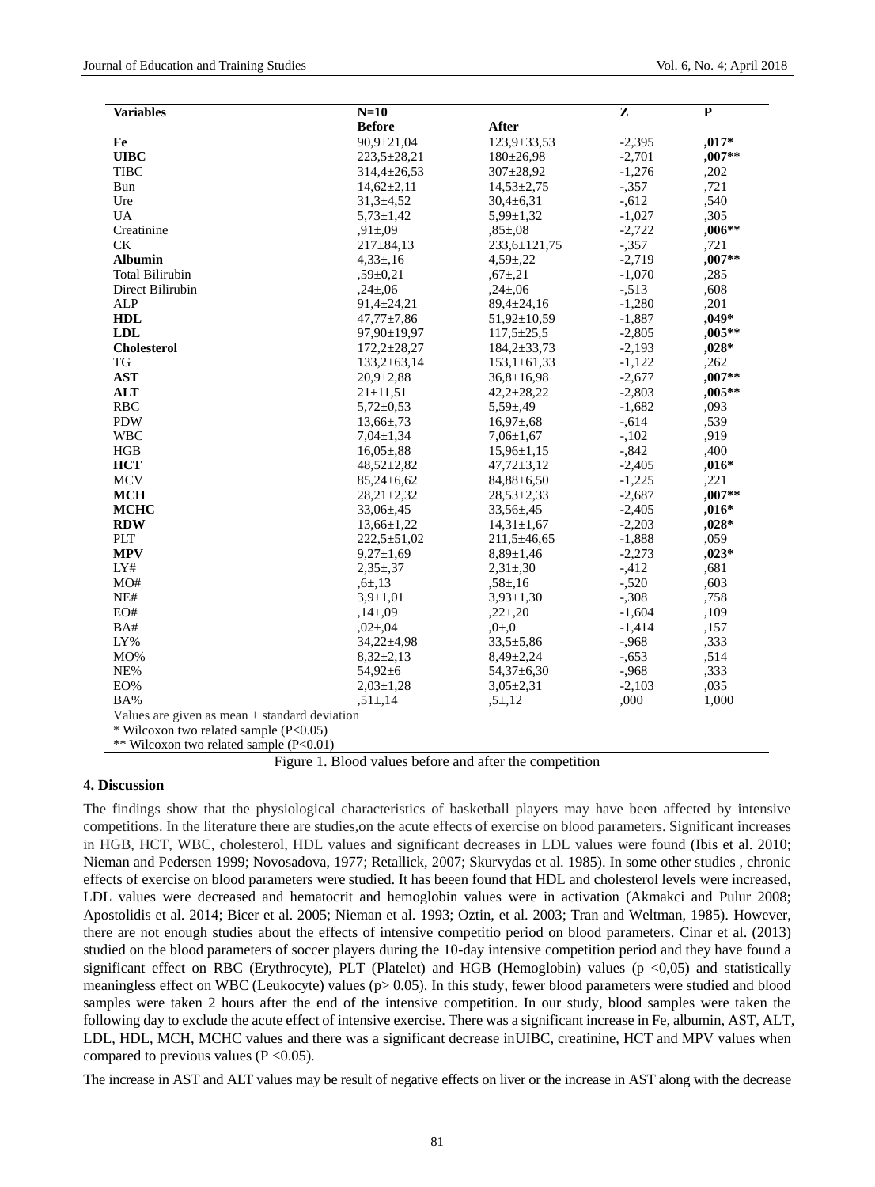| **Variables** | **N=10** | | **Z** | **P** |
|---|---|---|---|---|
| | **Before** | **After** | | |
| **Fe** | 90,9±21,04 | 123,9±33,53 | -2,395 | **,017*** |
| **UIBC** | 223,5±28,21 | 180±26,98 | -2,701 | **,007**** |
| TIBC | 314,4±26,53 | 307±28,92 | -1,276 | ,202 |
| Bun | 14,62±2,11 | 14,53±2,75 | -,357 | ,721 |
| Ure | 31,3±4,52 | 30,4±6,31 | -,612 | ,540 |
| UA | 5,73±1,42 | 5,99±1,32 | -1,027 | ,305 |
| Creatinine | ,91±,09 | ,85±,08 | -2,722 | **,006**** |
| CK | 217±84,13 | 233,6±121,75 | -,357 | ,721 |
| **Albumin** | 4,33±,16 | 4,59±,22 | -2,719 | **,007**** |
| Total Bilirubin | ,59±0,21 | ,67±,21 | -1,070 | ,285 |
| Direct Bilirubin | ,24±,06 | ,24±,06 | -,513 | ,608 |
| ALP | 91,4±24,21 | 89,4±24,16 | -1,280 | ,201 |
| **HDL** | 47,77±7,86 | 51,92±10,59 | -1,887 | **,049*** |
| **LDL** | 97,90±19,97 | 117,5±25,5 | -2,805 | **,005**** |
| **Cholesterol** | 172,2±28,27 | 184,2±33,73 | -2,193 | **,028*** |
| TG | 133,2±63,14 | 153,1±61,33 | -1,122 | ,262 |
| **AST** | 20,9±2,88 | 36,8±16,98 | -2,677 | **,007**** |
| **ALT** | 21±11,51 | 42,2±28,22 | -2,803 | **,005**** |
| RBC | 5,72±0,53 | 5,59±,49 | -1,682 | ,093 |
| PDW | 13,66±,73 | 16,97±,68 | -,614 | ,539 |
| WBC | 7,04±1,34 | 7,06±1,67 | -,102 | ,919 |
| HGB | 16,05±,88 | 15,96±1,15 | -,842 | ,400 |
| **HCT** | 48,52±2,82 | 47,72±3,12 | -2,405 | **,016*** |
| MCV | 85,24±6,62 | 84,88±6,50 | -1,225 | ,221 |
| **MCH** | 28,21±2,32 | 28,53±2,33 | -2,687 | **,007**** |
| **MCHC** | 33,06±,45 | 33,56±,45 | -2,405 | **,016*** |
| **RDW** | 13,66±1,22 | 14,31±1,67 | -2,203 | **,028*** |
| PLT | 222,5±51,02 | 211,5±46,65 | -1,888 | ,059 |
| **MPV** | 9,27±1,69 | 8,89±1,46 | -2,273 | **,023*** |
| LY# | 2,35±,37 | 2,31±,30 | -,412 | ,681 |
| MO# | ,6±,13 | ,58±,16 | -,520 | ,603 |
| NE# | 3,9±1,01 | 3,93±1,30 | -,308 | ,758 |
| EO# | ,14±,09 | ,22±,20 | -1,604 | ,109 |
| BA# | ,02±,04 | ,0±,0 | -1,414 | ,157 |
| LY% | 34,22±4,98 | 33,5±5,86 | -,968 | ,333 |
| MO% | 8,32±2,13 | 8,49±2,24 | -,653 | ,514 |
| NE% | 54,92±6 | 54,37±6,30 | -,968 | ,333 |
| EO% | 2,03±1,28 | 3,05±2,31 | -2,103 | ,035 |
| BA% | ,51±,14 | ,5±,12 | ,000 | 1,000 |

Values are given as mean ± standard deviation

\* Wilcoxon two related sample (P<0.05)

\*\* Wilcoxon two related sample (P<0.01)

Figure 1. Blood values before and after the competition

## 4. Discussion

The findings show that the physiological characteristics of basketball players may have been affected by intensive competitions. In the literature there are studies,on the acute effects of exercise on blood parameters. Significant increases in HGB, HCT, WBC, cholesterol, HDL values and significant decreases in LDL values were found (Ibis et al. 2010; Nieman and Pedersen 1999; Novosadova, 1977; Retallick, 2007; Skurvydas et al. 1985). In some other studies , chronic effects of exercise on blood parameters were studied. It has beeen found that HDL and cholesterol levels were increased, LDL values were decreased and hematocrit and hemoglobin values were in activation (Akmakci and Pulur 2008; Apostolidis et al. 2014; Bicer et al. 2005; Nieman et al. 1993; Oztin, et al. 2003; Tran and Weltman, 1985). However, there are not enough studies about the effects of intensive competitio period on blood parameters. Cinar et al. (2013) studied on the blood parameters of soccer players during the 10-day intensive competition period and they have found a significant effect on RBC (Erythrocyte), PLT (Platelet) and HGB (Hemoglobin) values ($p < 0,05$) and statistically meaningless effect on WBC (Leukocyte) values ($p > 0.05$). In this study, fewer blood parameters were studied and blood samples were taken 2 hours after the end of the intensive competition. In our study, blood samples were taken the following day to exclude the acute effect of intensive exercise. There was a significant increase in Fe, albumin, AST, ALT, LDL, HDL, MCH, MCHC values and there was a significant decrease inUIBC, creatinine, HCT and MPV values when compared to previous values ($P < 0.05$).

The increase in AST and ALT values may be result of negative effects on liver or the increase in AST along with the decrease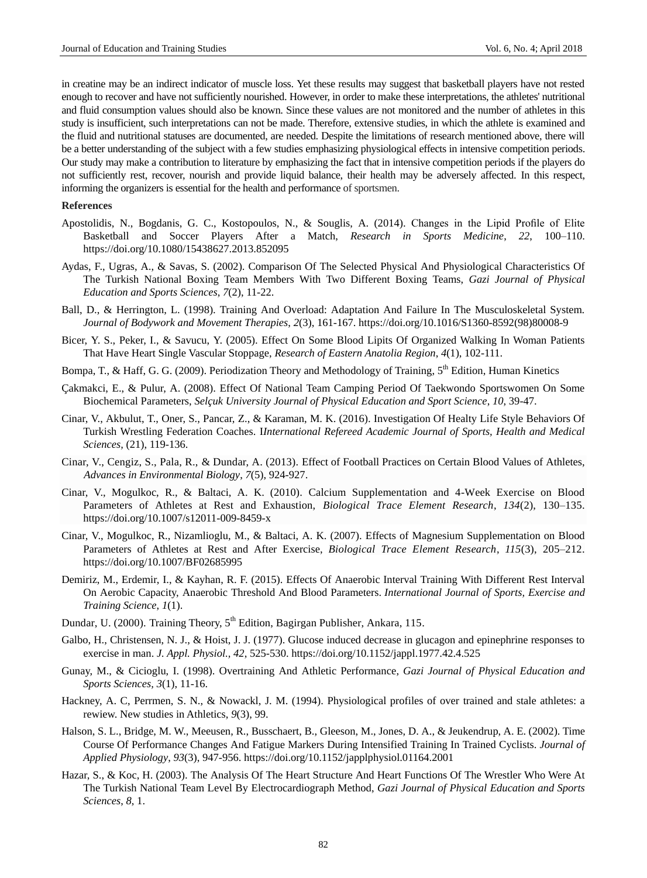in creatine may be an indirect indicator of muscle loss. Yet these results may suggest that basketball players have not rested enough to recover and have not sufficiently nourished. However, in order to make these interpretations, the athletes' nutritional and fluid consumption values should also be known. Since these values are not monitored and the number of athletes in this study is insufficient, such interpretations can not be made. Therefore, extensive studies, in which the athlete is examined and the fluid and nutritional statuses are documented, are needed. Despite the limitations of research mentioned above, there will be a better understanding of the subject with a few studies emphasizing physiological effects in intensive competition periods. Our study may make a contribution to literature by emphasizing the fact that in intensive competition periods if the players do not sufficiently rest, recover, nourish and provide liquid balance, their health may be adversely affected. In this respect, informing the organizers is essential for the health and performance of sportsmen.

**References**

Apostolidis, N., Bogdanis, G. C., Kostopoulos, N., & Souglis, A. (2014). Changes in the Lipid Profile of Elite Basketball and Soccer Players After a Match, *Research in Sports Medicine*, *22*, 100–110. https://doi.org/10.1080/15438627.2013.852095

Aydas, F., Ugras, A., & Savas, S. (2002). Comparison Of The Selected Physical And Physiological Characteristics Of The Turkish National Boxing Team Members With Two Different Boxing Teams, *Gazi Journal of Physical Education and Sports Sciences*, *7*(2), 11-22.

Ball, D., & Herrington, L. (1998). Training And Overload: Adaptation And Failure In The Musculoskeletal System. *Journal of Bodywork and Movement Therapies*, *2*(3), 161-167. https://doi.org/10.1016/S1360-8592(98)80008-9

Bicer, Y. S., Peker, I., & Savucu, Y. (2005). Effect On Some Blood Lipits Of Organized Walking In Woman Patients That Have Heart Single Vascular Stoppage, *Research of Eastern Anatolia Region*, *4*(1), 102-111.

Bompa, T., & Haff, G. G. (2009). Periodization Theory and Methodology of Training, 5th Edition, Human Kinetics

Çakmakci, E., & Pulur, A. (2008). Effect Of National Team Camping Period Of Taekwondo Sportswomen On Some Biochemical Parameters, *Selçuk University Journal of Physical Education and Sport Science*, *10*, 39-47.

Cinar, V., Akbulut, T., Oner, S., Pancar, Z., & Karaman, M. K. (2016). Investigation Of Healty Life Style Behaviors Of Turkish Wrestling Federation Coaches. I*International Refereed Academic Journal of Sports, Health and Medical Sciences*, (21), 119-136.

Cinar, V., Cengiz, S., Pala, R., & Dundar, A. (2013). Effect of Football Practices on Certain Blood Values of Athletes, *Advances in Environmental Biology*, *7*(5), 924-927.

Cinar, V., Mogulkoc, R., & Baltaci, A. K. (2010). Calcium Supplementation and 4-Week Exercise on Blood Parameters of Athletes at Rest and Exhaustion, *Biological Trace Element Research*, *134*(2), 130–135. https://doi.org/10.1007/s12011-009-8459-x

Cinar, V., Mogulkoc, R., Nizamlioglu, M., & Baltaci, A. K. (2007). Effects of Magnesium Supplementation on Blood Parameters of Athletes at Rest and After Exercise, *Biological Trace Element Research*, *115*(3), 205–212. https://doi.org/10.1007/BF02685995

Demiriz, M., Erdemir, I., & Kayhan, R. F. (2015). Effects Of Anaerobic Interval Training With Different Rest Interval On Aerobic Capacity, Anaerobic Threshold And Blood Parameters. *International Journal of Sports, Exercise and Training Science*, *1*(1).

Dundar, U. (2000). Training Theory, 5th Edition, Bagirgan Publisher, Ankara, 115.

Galbo, H., Christensen, N. J., & Hoist, J. J. (1977). Glucose induced decrease in glucagon and epinephrine responses to exercise in man. *J. Appl. Physiol.*, *42*, 525-530. https://doi.org/10.1152/jappl.1977.42.4.525

Gunay, M., & Cicioglu, I. (1998). Overtraining And Athletic Performance, *Gazi Journal of Physical Education and Sports Sciences*, *3*(1), 11-16.

Hackney, A. C, Perrmen, S. N., & Nowackl, J. M. (1994). Physiological profiles of over trained and stale athletes: a rewiew. New studies in Athletics, *9*(3), 99.

Halson, S. L., Bridge, M. W., Meeusen, R., Busschaert, B., Gleeson, M., Jones, D. A., & Jeukendrup, A. E. (2002). Time Course Of Performance Changes And Fatigue Markers During Intensified Training In Trained Cyclists. *Journal of Applied Physiology*, *93*(3), 947-956. https://doi.org/10.1152/japplphysiol.01164.2001

Hazar, S., & Koc, H. (2003). The Analysis Of The Heart Structure And Heart Functions Of The Wrestler Who Were At The Turkish National Team Level By Electrocardiograph Method, *Gazi Journal of Physical Education and Sports Sciences*, *8*, 1.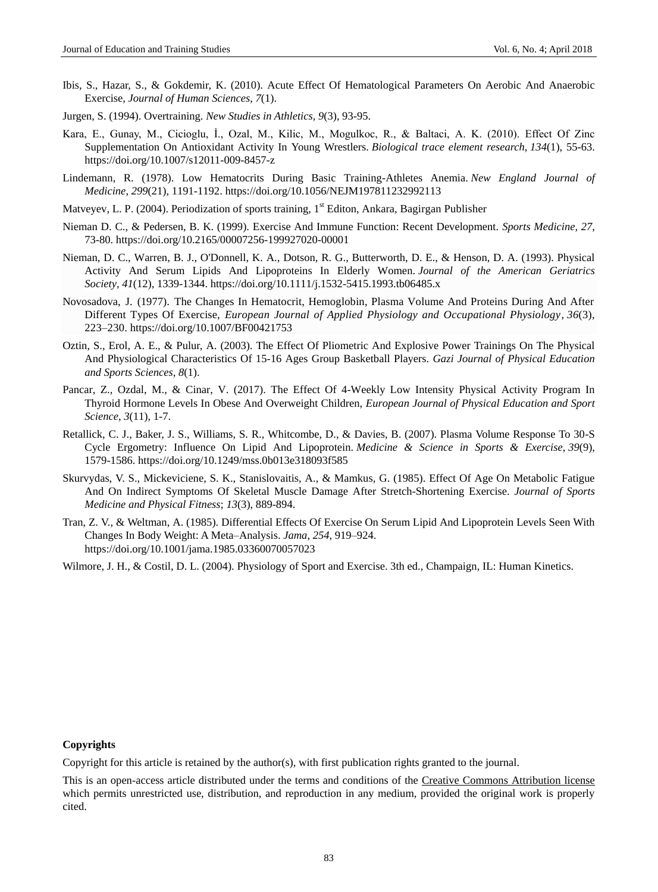Ibis, S., Hazar, S., & Gokdemir, K. (2010). Acute Effect Of Hematological Parameters On Aerobic And Anaerobic Exercise, *Journal of Human Sciences, 7*(1).

Jurgen, S. (1994). Overtraining. *New Studies in Athletics, 9*(3), 93-95.

Kara, E., Gunay, M., Cicioglu, İ., Ozal, M., Kilic, M., Mogulkoc, R., & Baltaci, A. K. (2010). Effect Of Zinc Supplementation On Antioxidant Activity In Young Wrestlers. *Biological trace element research, 134*(1), 55-63. https://doi.org/10.1007/s12011-009-8457-z

Lindemann, R. (1978). Low Hematocrits During Basic Training-Athletes Anemia. *New England Journal of Medicine*, *299*(21), 1191-1192. https://doi.org/10.1056/NEJM197811232992113

Matveyev, L. P. (2004). Periodization of sports training, 1st Editon, Ankara, Bagirgan Publisher

Nieman D. C., & Pedersen, B. K. (1999). Exercise And Immune Function: Recent Development. *Sports Medicine, 27*, 73-80. https://doi.org/10.2165/00007256-199927020-00001

Nieman, D. C., Warren, B. J., O'Donnell, K. A., Dotson, R. G., Butterworth, D. E., & Henson, D. A. (1993). Physical Activity And Serum Lipids And Lipoproteins In Elderly Women. *Journal of the American Geriatrics Society*, *41*(12), 1339-1344. https://doi.org/10.1111/j.1532-5415.1993.tb06485.x

Novosadova, J. (1977). The Changes In Hematocrit, Hemoglobin, Plasma Volume And Proteins During And After Different Types Of Exercise, *European Journal of Applied Physiology and Occupational Physiology*, *36*(3), 223–230. https://doi.org/10.1007/BF00421753

Oztin, S., Erol, A. E., & Pulur, A. (2003). The Effect Of Pliometric And Explosive Power Trainings On The Physical And Physiological Characteristics Of 15-16 Ages Group Basketball Players. *Gazi Journal of Physical Education and Sports Sciences*, *8*(1).

Pancar, Z., Ozdal, M., & Cinar, V. (2017). The Effect Of 4-Weekly Low Intensity Physical Activity Program In Thyroid Hormone Levels In Obese And Overweight Children, *European Journal of Physical Education and Sport Science*, *3*(11), 1-7.

Retallick, C. J., Baker, J. S., Williams, S. R., Whitcombe, D., & Davies, B. (2007). Plasma Volume Response To 30-S Cycle Ergometry: Influence On Lipid And Lipoprotein. *Medicine & Science in Sports & Exercise*, *39*(9), 1579-1586. https://doi.org/10.1249/mss.0b013e318093f585

Skurvydas, V. S., Mickeviciene, S. K., Stanislovaitis, A., & Mamkus, G. (1985). Effect Of Age On Metabolic Fatigue And On Indirect Symptoms Of Skeletal Muscle Damage After Stretch-Shortening Exercise. *Journal of Sports Medicine and Physical Fitness*; *13*(3), 889-894.

Tran, Z. V., & Weltman, A. (1985). Differential Effects Of Exercise On Serum Lipid And Lipoprotein Levels Seen With Changes In Body Weight: A Meta–Analysis. *Jama*, *254*, 919–924. https://doi.org/10.1001/jama.1985.03360070057023

Wilmore, J. H., & Costil, D. L. (2004). Physiology of Sport and Exercise. 3th ed., Champaign, IL: Human Kinetics.

**Copyrights**

Copyright for this article is retained by the author(s), with first publication rights granted to the journal.

This is an open-access article distributed under the terms and conditions of the Creative Commons Attribution license which permits unrestricted use, distribution, and reproduction in any medium, provided the original work is properly cited.